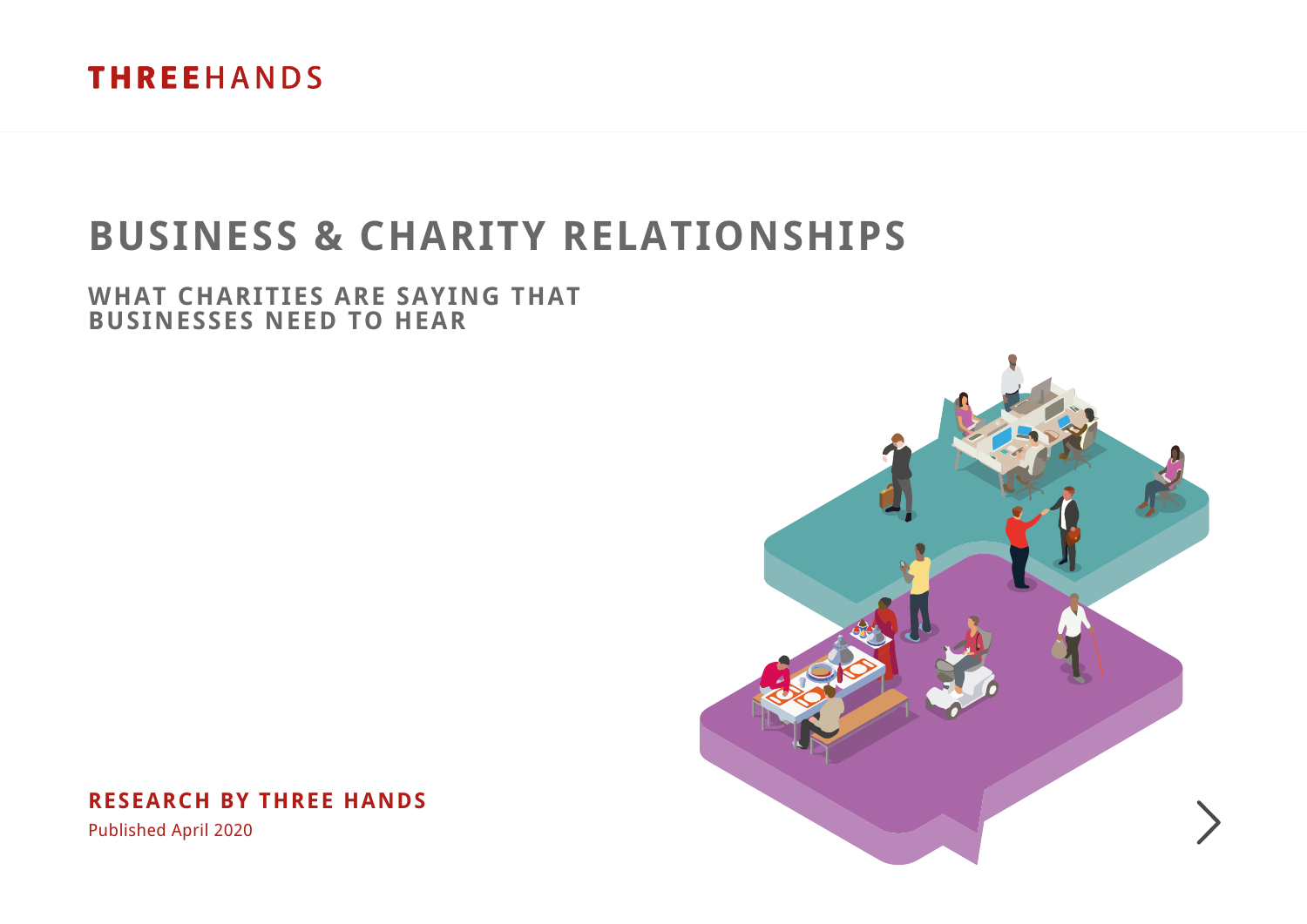THREEHANDS

# BUSINESS & CHARITY RELATIONSHIPS

## WHAT CHARITIES ARE SAYING THAT BUSINESSES NEED TO HEAR

**RESEARCH BY THREE HANDS**

Published April 2020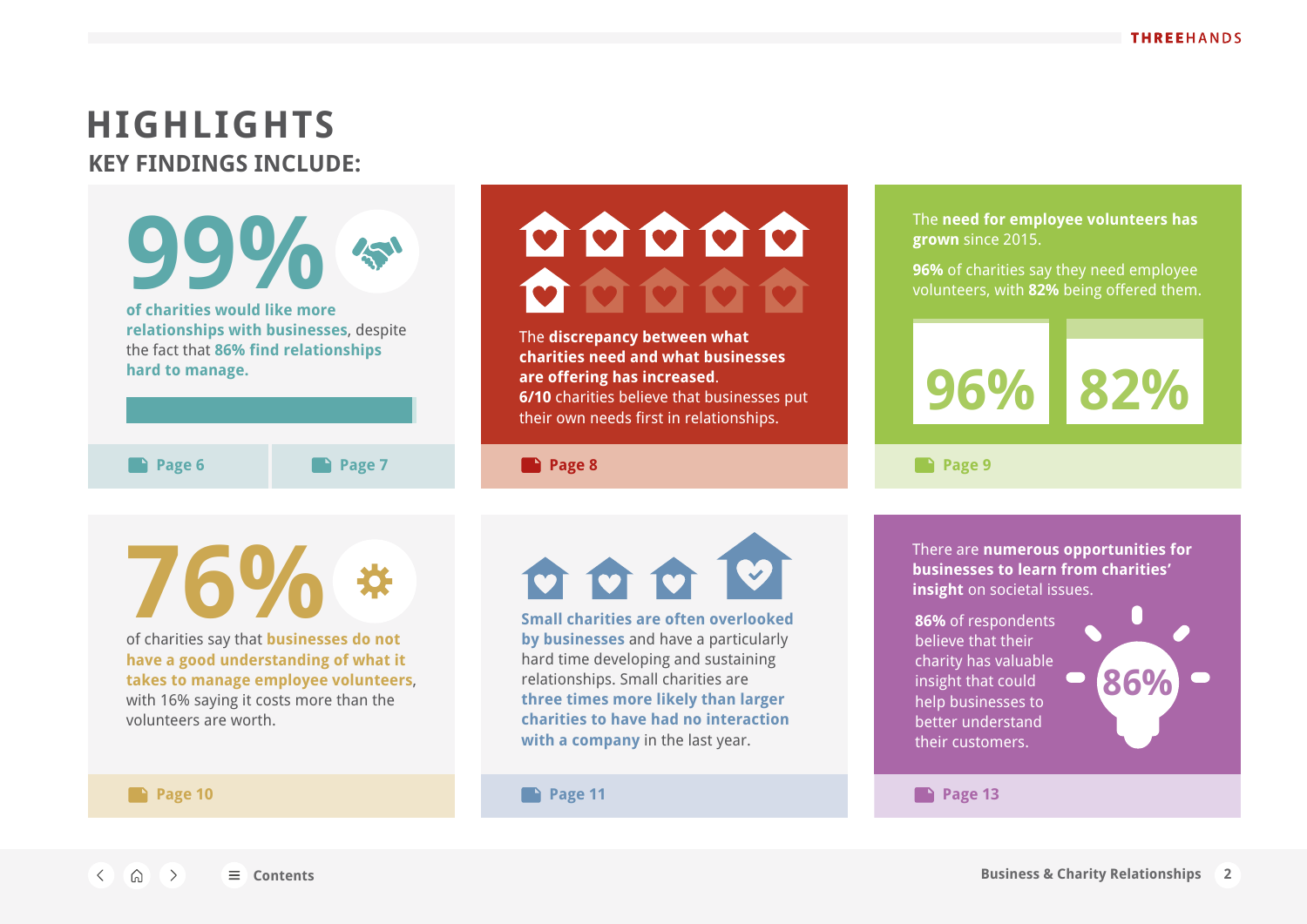# HIGHLIGHTS

## KEY FINDINGS INCLUDE:

**99%**

**of charities would like more relationships with businesses**, despite the fact that **86% find relationships hard to manage.**

Page 6 | Page 7

The **discrepancy between what charities need and what businesses are offering has increased**.
**6/10** charities believe that businesses put their own needs first in relationships.

Page 8

The **need for employee volunteers has grown** since 2015.

**96%** of charities say they need employee volunteers, with **82%** being offered them.

96% | 82%

Page 9

**76%**

of charities say that **businesses do not have a good understanding of what it takes to manage employee volunteers**, with 16% saying it costs more than the volunteers are worth.

Page 10

**Small charities are often overlooked by businesses** and have a particularly hard time developing and sustaining relationships. Small charities are **three times more likely than larger charities to have had no interaction with a company** in the last year.

Page 11

There are **numerous opportunities for businesses to learn from charities' insight** on societal issues.

**86%** of respondents believe that their charity has valuable insight that could help businesses to better understand their customers.

86%

Page 13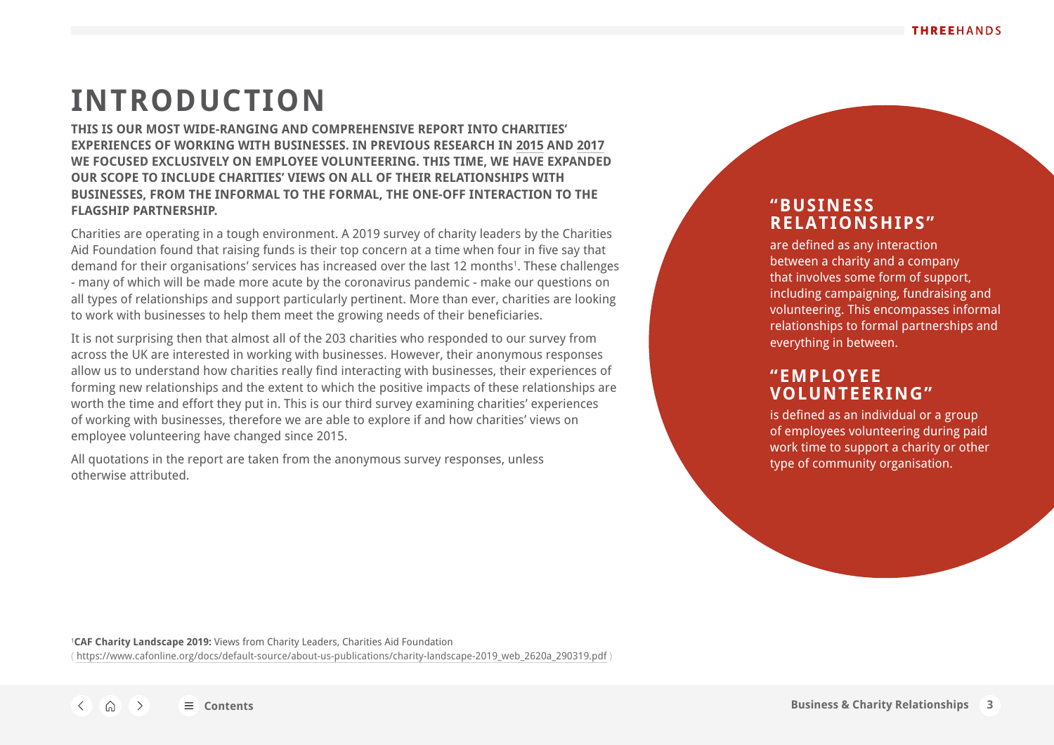# INTRODUCTION

**THIS IS OUR MOST WIDE-RANGING AND COMPREHENSIVE REPORT INTO CHARITIES' EXPERIENCES OF WORKING WITH BUSINESSES. IN PREVIOUS RESEARCH IN 2015 AND 2017 WE FOCUSED EXCLUSIVELY ON EMPLOYEE VOLUNTEERING. THIS TIME, WE HAVE EXPANDED OUR SCOPE TO INCLUDE CHARITIES' VIEWS ON ALL OF THEIR RELATIONSHIPS WITH BUSINESSES, FROM THE INFORMAL TO THE FORMAL, THE ONE-OFF INTERACTION TO THE FLAGSHIP PARTNERSHIP.**

Charities are operating in a tough environment. A 2019 survey of charity leaders by the Charities Aid Foundation found that raising funds is their top concern at a time when four in five say that demand for their organisations' services has increased over the last 12 months[1]. These challenges - many of which will be made more acute by the coronavirus pandemic - make our questions on all types of relationships and support particularly pertinent. More than ever, charities are looking to work with businesses to help them meet the growing needs of their beneficiaries.

It is not surprising then that almost all of the 203 charities who responded to our survey from across the UK are interested in working with businesses. However, their anonymous responses allow us to understand how charities really find interacting with businesses, their experiences of forming new relationships and the extent to which the positive impacts of these relationships are worth the time and effort they put in. This is our third survey examining charities' experiences of working with businesses, therefore we are able to explore if and how charities' views on employee volunteering have changed since 2015.

All quotations in the report are taken from the anonymous survey responses, unless otherwise attributed.

### "BUSINESS RELATIONSHIPS"

are defined as any interaction between a charity and a company that involves some form of support, including campaigning, fundraising and volunteering. This encompasses informal relationships to formal partnerships and everything in between.

### "EMPLOYEE VOLUNTEERING"

is defined as an individual or a group of employees volunteering during paid work time to support a charity or other type of community organisation.

[1] **CAF Charity Landscape 2019:** Views from Charity Leaders, Charities Aid Foundation ( https://www.cafonline.org/docs/default-source/about-us-publications/charity-landscape-2019_web_2620a_290319.pdf )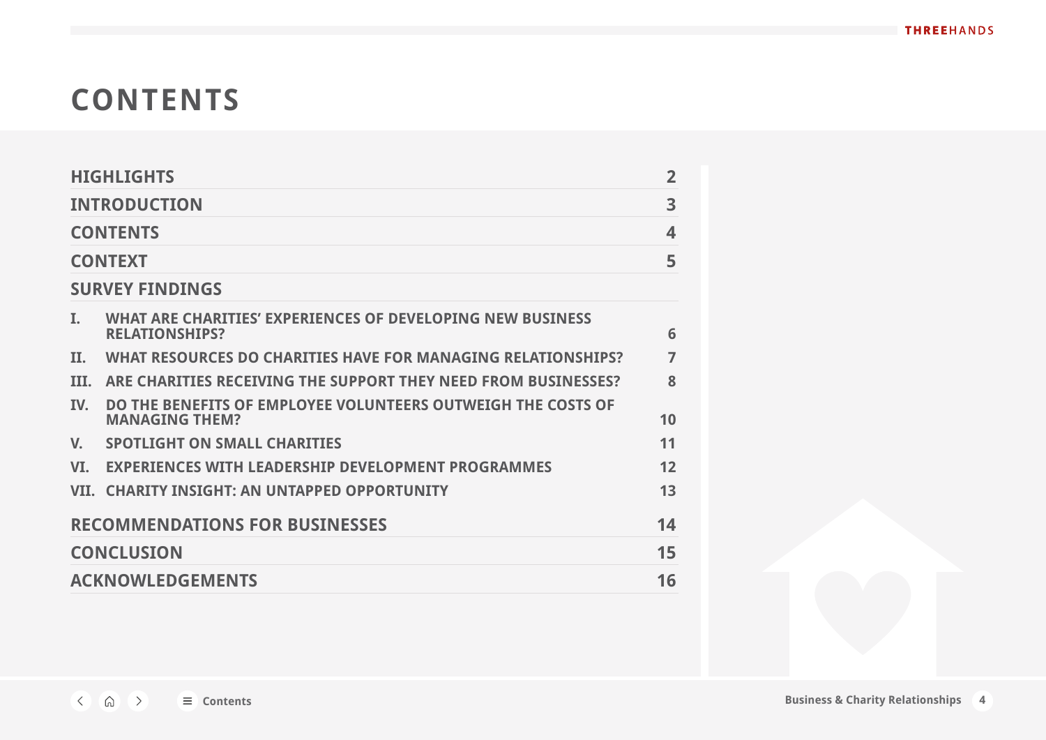# CONTENTS

| | |
|---|---|
| **HIGHLIGHTS** | **2** |
| **INTRODUCTION** | **3** |
| **CONTENTS** | **4** |
| **CONTEXT** | **5** |
| **SURVEY FINDINGS** | |
| **I. WHAT ARE CHARITIES' EXPERIENCES OF DEVELOPING NEW BUSINESS RELATIONSHIPS?** | **6** |
| **II. WHAT RESOURCES DO CHARITIES HAVE FOR MANAGING RELATIONSHIPS?** | **7** |
| **III. ARE CHARITIES RECEIVING THE SUPPORT THEY NEED FROM BUSINESSES?** | **8** |
| **IV. DO THE BENEFITS OF EMPLOYEE VOLUNTEERS OUTWEIGH THE COSTS OF MANAGING THEM?** | **10** |
| **V. SPOTLIGHT ON SMALL CHARITIES** | **11** |
| **VI. EXPERIENCES WITH LEADERSHIP DEVELOPMENT PROGRAMMES** | **12** |
| **VII. CHARITY INSIGHT: AN UNTAPPED OPPORTUNITY** | **13** |
| **RECOMMENDATIONS FOR BUSINESSES** | **14** |
| **CONCLUSION** | **15** |
| **ACKNOWLEDGEMENTS** | **16** |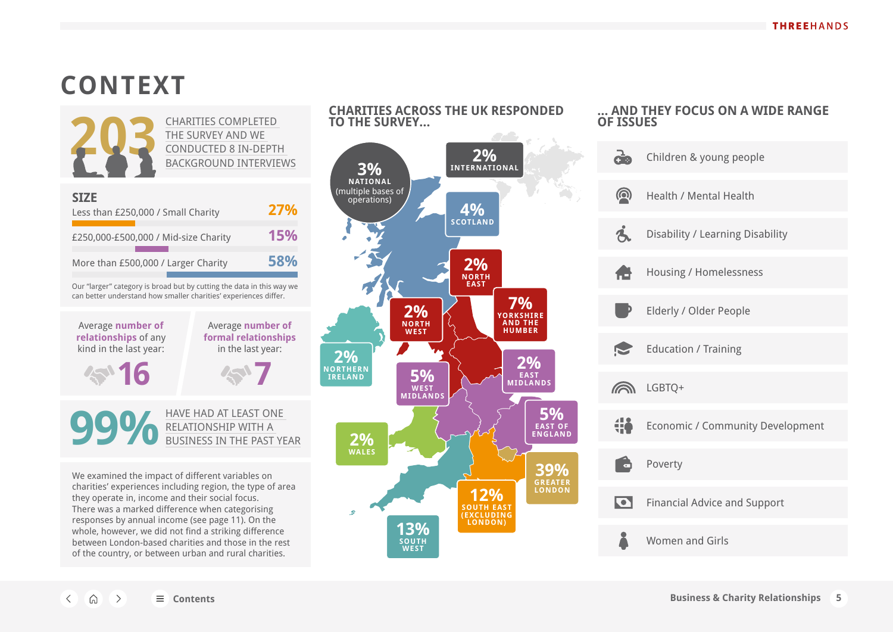# CONTEXT

**203** CHARITIES COMPLETED THE SURVEY AND WE CONDUCTED 8 IN-DEPTH BACKGROUND INTERVIEWS

## SIZE

| Size | % |
|---|---|
| Less than £250,000 / Small Charity | 27% |
| £250,000-£500,000 / Mid-size Charity | 15% |
| More than £500,000 / Larger Charity | 58% |

Our "larger" category is broad but by cutting the data in this way we can better understand how smaller charities' experiences differ.

Average **number of relationships** of any kind in the last year: **16**

Average **number of formal relationships** in the last year: **7**

**99%** HAVE HAD AT LEAST ONE RELATIONSHIP WITH A BUSINESS IN THE PAST YEAR

We examined the impact of different variables on charities' experiences including region, the type of area they operate in, income and their social focus. There was a marked difference when categorising responses by annual income (see page 11). On the whole, however, we did not find a striking difference between London-based charities and those in the rest of the country, or between urban and rural charities.

## CHARITIES ACROSS THE UK RESPONDED TO THE SURVEY...

| Region | % |
|---|---|
| National (multiple bases of operations) | 3% |
| International | 2% |
| Scotland | 4% |
| North East | 2% |
| Yorkshire and the Humber | 7% |
| North West | 2% |
| Northern Ireland | 2% |
| East Midlands | 2% |
| West Midlands | 5% |
| East of England | 5% |
| Wales | 2% |
| Greater London | 39% |
| South East (excluding London) | 12% |
| South West | 13% |

## ... AND THEY FOCUS ON A WIDE RANGE OF ISSUES

- Children & young people
- Health / Mental Health
- Disability / Learning Disability
- Housing / Homelessness
- Elderly / Older People
- Education / Training
- LGBTQ+
- Economic / Community Development
- Poverty
- Financial Advice and Support
- Women and Girls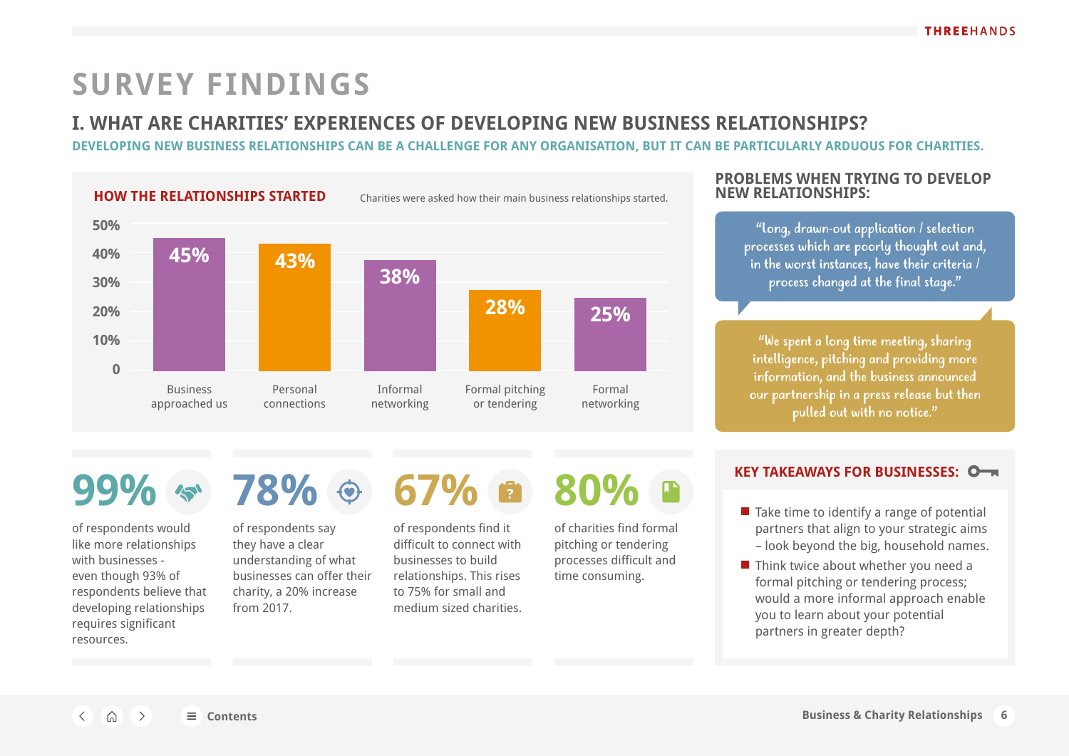# SURVEY FINDINGS

## I. WHAT ARE CHARITIES' EXPERIENCES OF DEVELOPING NEW BUSINESS RELATIONSHIPS?

**DEVELOPING NEW BUSINESS RELATIONSHIPS CAN BE A CHALLENGE FOR ANY ORGANISATION, BUT IT CAN BE PARTICULARLY ARDUOUS FOR CHARITIES.**

### HOW THE RELATIONSHIPS STARTED

Charities were asked how their main business relationships started.

| How the relationship started | % |
|---|---|
| Business approached us | 45% |
| Personal connections | 43% |
| Informal networking | 38% |
| Formal pitching or tendering | 28% |
| Formal networking | 25% |

**99%** of respondents would like more relationships with businesses - even though 93% of respondents believe that developing relationships requires significant resources.

**78%** of respondents say they have a clear understanding of what businesses can offer their charity, a 20% increase from 2017.

**67%** of respondents find it difficult to connect with businesses to build relationships. This rises to 75% for small and medium sized charities.

**80%** of charities find formal pitching or tendering processes difficult and time consuming.

### PROBLEMS WHEN TRYING TO DEVELOP NEW RELATIONSHIPS:

> "Long, drawn-out application / selection processes which are poorly thought out and, in the worst instances, have their criteria / process changed at the final stage."

> "We spent a long time meeting, sharing intelligence, pitching and providing more information, and the business announced our partnership in a press release but then pulled out with no notice."

### KEY TAKEAWAYS FOR BUSINESSES:

- Take time to identify a range of potential partners that align to your strategic aims – look beyond the big, household names.
- Think twice about whether you need a formal pitching or tendering process; would a more informal approach enable you to learn about your potential partners in greater depth?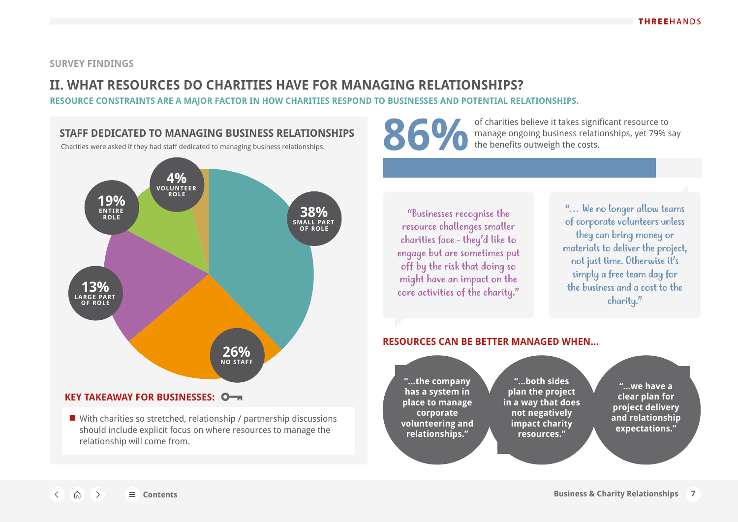SURVEY FINDINGS

## II. WHAT RESOURCES DO CHARITIES HAVE FOR MANAGING RELATIONSHIPS?

**RESOURCE CONSTRAINTS ARE A MAJOR FACTOR IN HOW CHARITIES RESPOND TO BUSINESSES AND POTENTIAL RELATIONSHIPS.**

### STAFF DEDICATED TO MANAGING BUSINESS RELATIONSHIPS

Charities were asked if they had staff dedicated to managing business relationships.

| Response | Percentage |
| --- | --- |
| Small part of role | 38% |
| No staff | 26% |
| Large part of role | 13% |
| Entire role | 19% |
| Volunteer role | 4% |

**KEY TAKEAWAY FOR BUSINESSES:**

- With charities so stretched, relationship / partnership discussions should include explicit focus on where resources to manage the relationship will come from.

**86%** of charities believe it takes significant resource to manage ongoing business relationships, yet 79% say the benefits outweigh the costs.

> "Businesses recognise the resource challenges smaller charities face - they'd like to engage but are sometimes put off by the risk that doing so might have an impact on the core activities of the charity."

> "... We no longer allow teams of corporate volunteers unless they can bring money or materials to deliver the project, not just time. Otherwise it's simply a free team day for the business and a cost to the charity."

### RESOURCES CAN BE BETTER MANAGED WHEN...

- "...the company has a system in place to manage corporate volunteering and relationships."
- "...both sides plan the project in a way that does not negatively impact charity resources."
- "...we have a clear plan for project delivery and relationship expectations."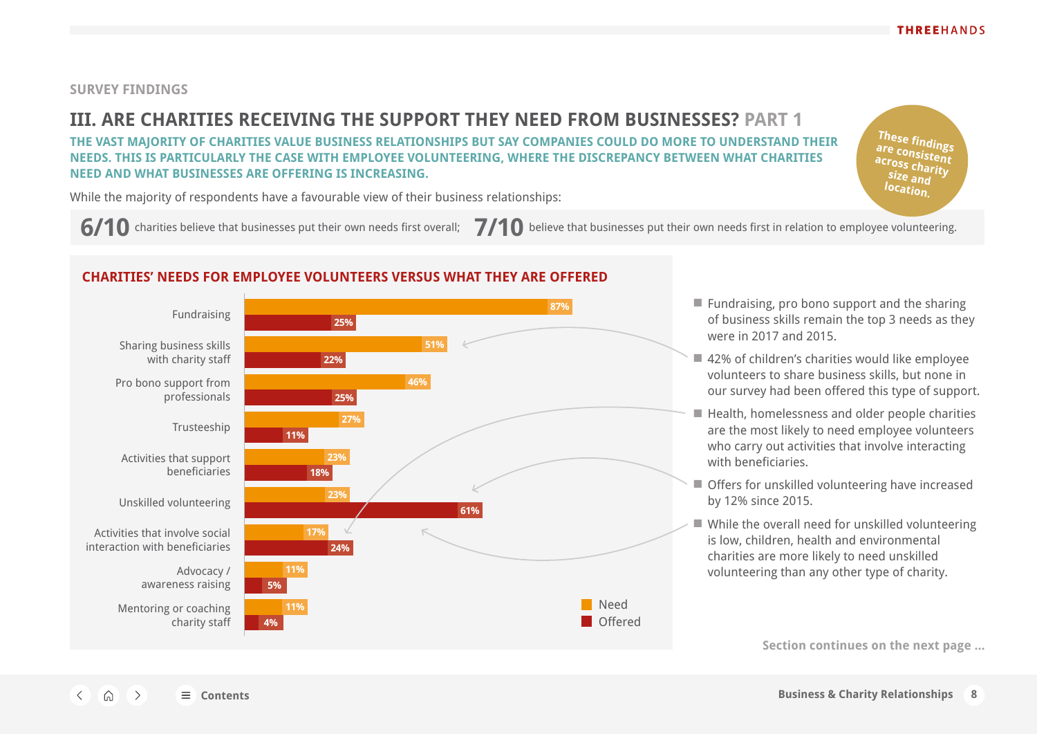SURVEY FINDINGS

## III. ARE CHARITIES RECEIVING THE SUPPORT THEY NEED FROM BUSINESSES? PART 1

**THE VAST MAJORITY OF CHARITIES VALUE BUSINESS RELATIONSHIPS BUT SAY COMPANIES COULD DO MORE TO UNDERSTAND THEIR NEEDS. THIS IS PARTICULARLY THE CASE WITH EMPLOYEE VOLUNTEERING, WHERE THE DISCREPANCY BETWEEN WHAT CHARITIES NEED AND WHAT BUSINESSES ARE OFFERING IS INCREASING.**

These findings are consistent across charity size and location.

While the majority of respondents have a favourable view of their business relationships:

**6/10** charities believe that businesses put their own needs first overall; **7/10** believe that businesses put their own needs first in relation to employee volunteering.

### CHARITIES' NEEDS FOR EMPLOYEE VOLUNTEERS VERSUS WHAT THEY ARE OFFERED

| | Need | Offered |
|---|---|---|
| Fundraising | 87% | 25% |
| Sharing business skills with charity staff | 51% | 22% |
| Pro bono support from professionals | 46% | 25% |
| Trusteeship | 27% | 11% |
| Activities that support beneficiaries | 23% | 18% |
| Unskilled volunteering | 23% | 61% |
| Activities that involve social interaction with beneficiaries | 17% | 24% |
| Advocacy / awareness raising | 11% | 5% |
| Mentoring or coaching charity staff | 11% | 4% |

- Fundraising, pro bono support and the sharing of business skills remain the top 3 needs as they were in 2017 and 2015.
- 42% of children's charities would like employee volunteers to share business skills, but none in our survey had been offered this type of support.
- Health, homelessness and older people charities are the most likely to need employee volunteers who carry out activities that involve interacting with beneficiaries.
- Offers for unskilled volunteering have increased by 12% since 2015.
- While the overall need for unskilled volunteering is low, children, health and environmental charities are more likely to need unskilled volunteering than any other type of charity.

Section continues on the next page ...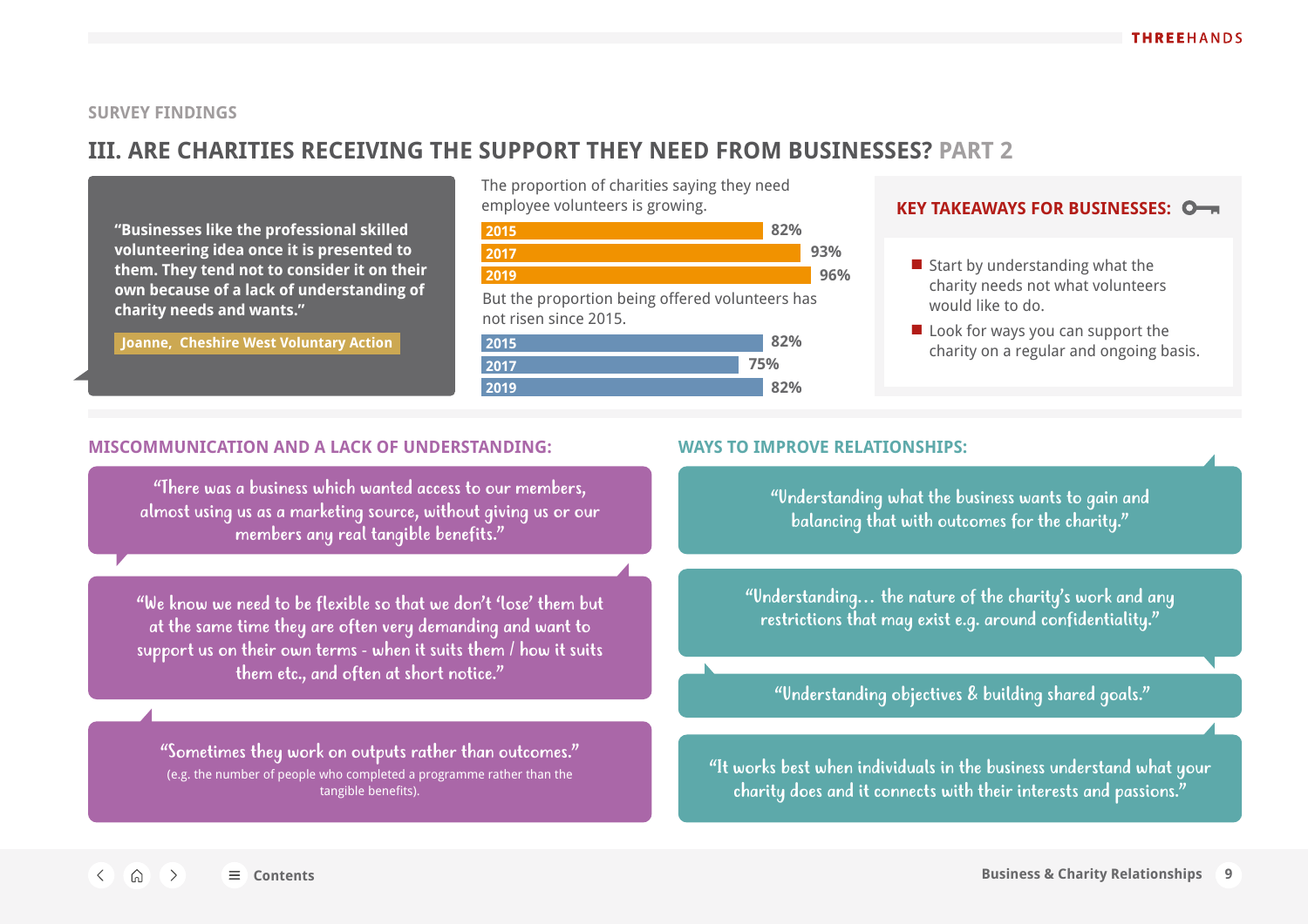SURVEY FINDINGS

# III. ARE CHARITIES RECEIVING THE SUPPORT THEY NEED FROM BUSINESSES? PART 2

> **"Businesses like the professional skilled volunteering idea once it is presented to them. They tend not to consider it on their own because of a lack of understanding of charity needs and wants."**
>
> **Joanne, Cheshire West Voluntary Action**

The proportion of charities saying they need employee volunteers is growing.

| Year | % |
|---|---|
| 2015 | 82% |
| 2017 | 93% |
| 2019 | 96% |

But the proportion being offered volunteers has not risen since 2015.

| Year | % |
|---|---|
| 2015 | 82% |
| 2017 | 75% |
| 2019 | 82% |

## KEY TAKEAWAYS FOR BUSINESSES:

- Start by understanding what the charity needs not what volunteers would like to do.
- Look for ways you can support the charity on a regular and ongoing basis.

## MISCOMMUNICATION AND A LACK OF UNDERSTANDING:

"There was a business which wanted access to our members, almost using us as a marketing source, without giving us or our members any real tangible benefits."

"We know we need to be flexible so that we don't 'lose' them but at the same time they are often very demanding and want to support us on their own terms - when it suits them / how it suits them etc., and often at short notice."

"Sometimes they work on outputs rather than outcomes."
(e.g. the number of people who completed a programme rather than the tangible benefits).

## WAYS TO IMPROVE RELATIONSHIPS:

"Understanding what the business wants to gain and balancing that with outcomes for the charity."

"Understanding… the nature of the charity's work and any restrictions that may exist e.g. around confidentiality."

"Understanding objectives & building shared goals."

"It works best when individuals in the business understand what your charity does and it connects with their interests and passions."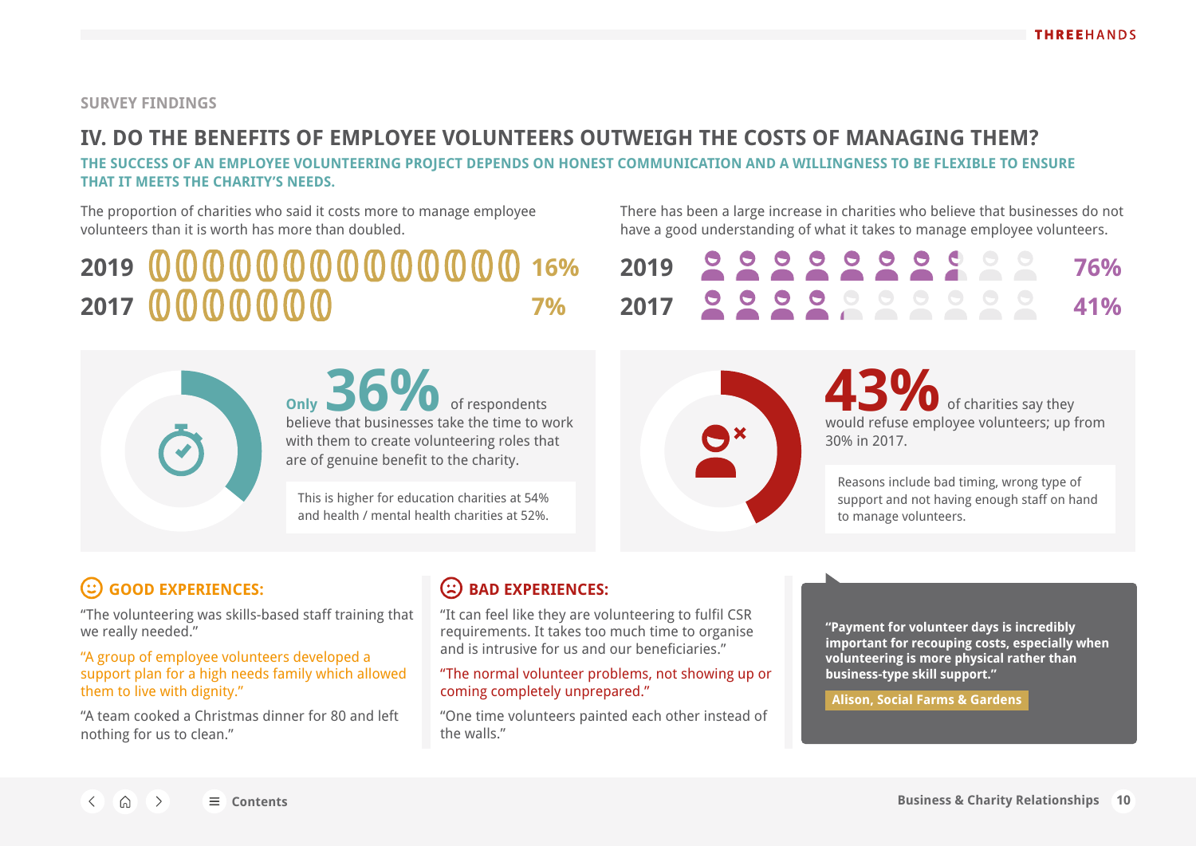SURVEY FINDINGS

## IV. DO THE BENEFITS OF EMPLOYEE VOLUNTEERS OUTWEIGH THE COSTS OF MANAGING THEM?

**THE SUCCESS OF AN EMPLOYEE VOLUNTEERING PROJECT DEPENDS ON HONEST COMMUNICATION AND A WILLINGNESS TO BE FLEXIBLE TO ENSURE THAT IT MEETS THE CHARITY'S NEEDS.**

The proportion of charities who said it costs more to manage employee volunteers than it is worth has more than doubled.

| Year | % |
|---|---|
| 2019 | 16% |
| 2017 | 7% |

There has been a large increase in charities who believe that businesses do not have a good understanding of what it takes to manage employee volunteers.

| Year | % |
|---|---|
| 2019 | 76% |
| 2017 | 41% |

Only **36%** of respondents believe that businesses take the time to work with them to create volunteering roles that are of genuine benefit to the charity.

This is higher for education charities at 54% and health / mental health charities at 52%.

**43%** of charities say they would refuse employee volunteers; up from 30% in 2017.

Reasons include bad timing, wrong type of support and not having enough staff on hand to manage volunteers.

### GOOD EXPERIENCES:

"The volunteering was skills-based staff training that we really needed."

"A group of employee volunteers developed a support plan for a high needs family which allowed them to live with dignity."

"A team cooked a Christmas dinner for 80 and left nothing for us to clean."

### BAD EXPERIENCES:

"It can feel like they are volunteering to fulfil CSR requirements. It takes too much time to organise and is intrusive for us and our beneficiaries."

"The normal volunteer problems, not showing up or coming completely unprepared."

"One time volunteers painted each other instead of the walls."

> **"Payment for volunteer days is incredibly important for recouping costs, especially when volunteering is more physical rather than business-type skill support."**
>
> **Alison, Social Farms & Gardens**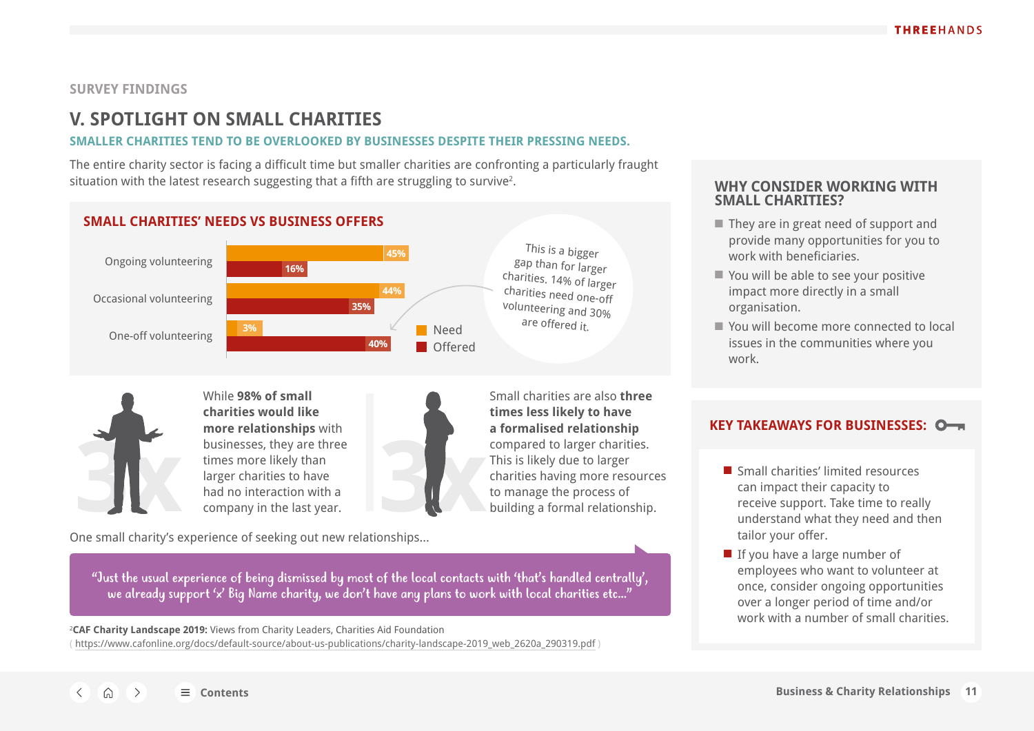SURVEY FINDINGS

# V. SPOTLIGHT ON SMALL CHARITIES

### SMALLER CHARITIES TEND TO BE OVERLOOKED BY BUSINESSES DESPITE THEIR PRESSING NEEDS.

The entire charity sector is facing a difficult time but smaller charities are confronting a particularly fraught situation with the latest research suggesting that a fifth are struggling to survive[2].

## SMALL CHARITIES' NEEDS VS BUSINESS OFFERS

| | Need | Offered |
|---|---|---|
| Ongoing volunteering | 45% | 16% |
| Occasional volunteering | 44% | 35% |
| One-off volunteering | 3% | 40% |

This is a bigger gap than for larger charities. 14% of larger charities need one-off volunteering and 30% are offered it.

While **98% of small charities would like more relationships** with businesses, they are three times more likely than larger charities to have had no interaction with a company in the last year.

Small charities are also **three times less likely to have a formalised relationship** compared to larger charities. This is likely due to larger charities having more resources to manage the process of building a formal relationship.

One small charity's experience of seeking out new relationships...

> "Just the usual experience of being dismissed by most of the local contacts with 'that's handled centrally', we already support 'x' Big Name charity, we don't have any plans to work with local charities etc..."

[2]**CAF Charity Landscape 2019:** Views from Charity Leaders, Charities Aid Foundation
( https://www.cafonline.org/docs/default-source/about-us-publications/charity-landscape-2019_web_2620a_290319.pdf )

## WHY CONSIDER WORKING WITH SMALL CHARITIES?

- They are in great need of support and provide many opportunities for you to work with beneficiaries.
- You will be able to see your positive impact more directly in a small organisation.
- You will become more connected to local issues in the communities where you work.

## KEY TAKEAWAYS FOR BUSINESSES:

- Small charities' limited resources can impact their capacity to receive support. Take time to really understand what they need and then tailor your offer.
- If you have a large number of employees who want to volunteer at once, consider ongoing opportunities over a longer period of time and/or work with a number of small charities.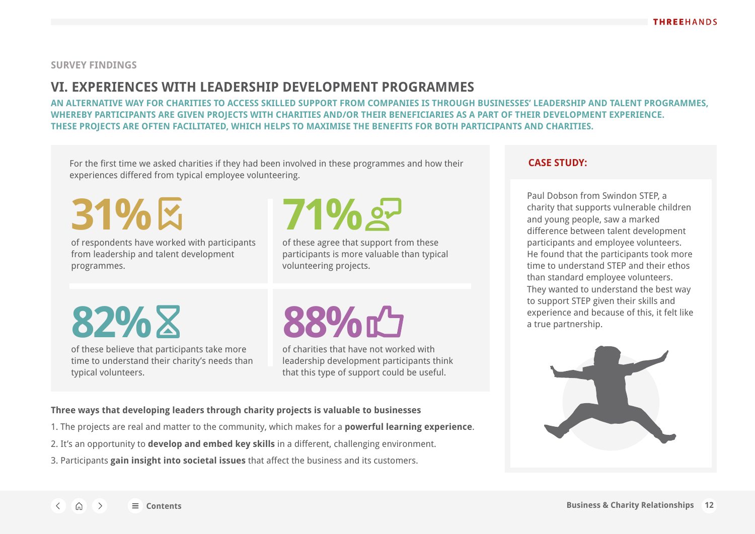SURVEY FINDINGS

# VI. EXPERIENCES WITH LEADERSHIP DEVELOPMENT PROGRAMMES

**AN ALTERNATIVE WAY FOR CHARITIES TO ACCESS SKILLED SUPPORT FROM COMPANIES IS THROUGH BUSINESSES' LEADERSHIP AND TALENT PROGRAMMES, WHEREBY PARTICIPANTS ARE GIVEN PROJECTS WITH CHARITIES AND/OR THEIR BENEFICIARIES AS A PART OF THEIR DEVELOPMENT EXPERIENCE. THESE PROJECTS ARE OFTEN FACILITATED, WHICH HELPS TO MAXIMISE THE BENEFITS FOR BOTH PARTICIPANTS AND CHARITIES.**

For the first time we asked charities if they had been involved in these programmes and how their experiences differed from typical employee volunteering.

**31%** of respondents have worked with participants from leadership and talent development programmes.

**71%** of these agree that support from these participants is more valuable than typical volunteering projects.

**82%** of these believe that participants take more time to understand their charity's needs than typical volunteers.

**88%** of charities that have not worked with leadership development participants think that this type of support could be useful.

**Three ways that developing leaders through charity projects is valuable to businesses**

1. The projects are real and matter to the community, which makes for a **powerful learning experience**.
2. It's an opportunity to **develop and embed key skills** in a different, challenging environment.
3. Participants **gain insight into societal issues** that affect the business and its customers.

## CASE STUDY:

Paul Dobson from Swindon STEP, a charity that supports vulnerable children and young people, saw a marked difference between talent development participants and employee volunteers. He found that the participants took more time to understand STEP and their ethos than standard employee volunteers. They wanted to understand the best way to support STEP given their skills and experience and because of this, it felt like a true partnership.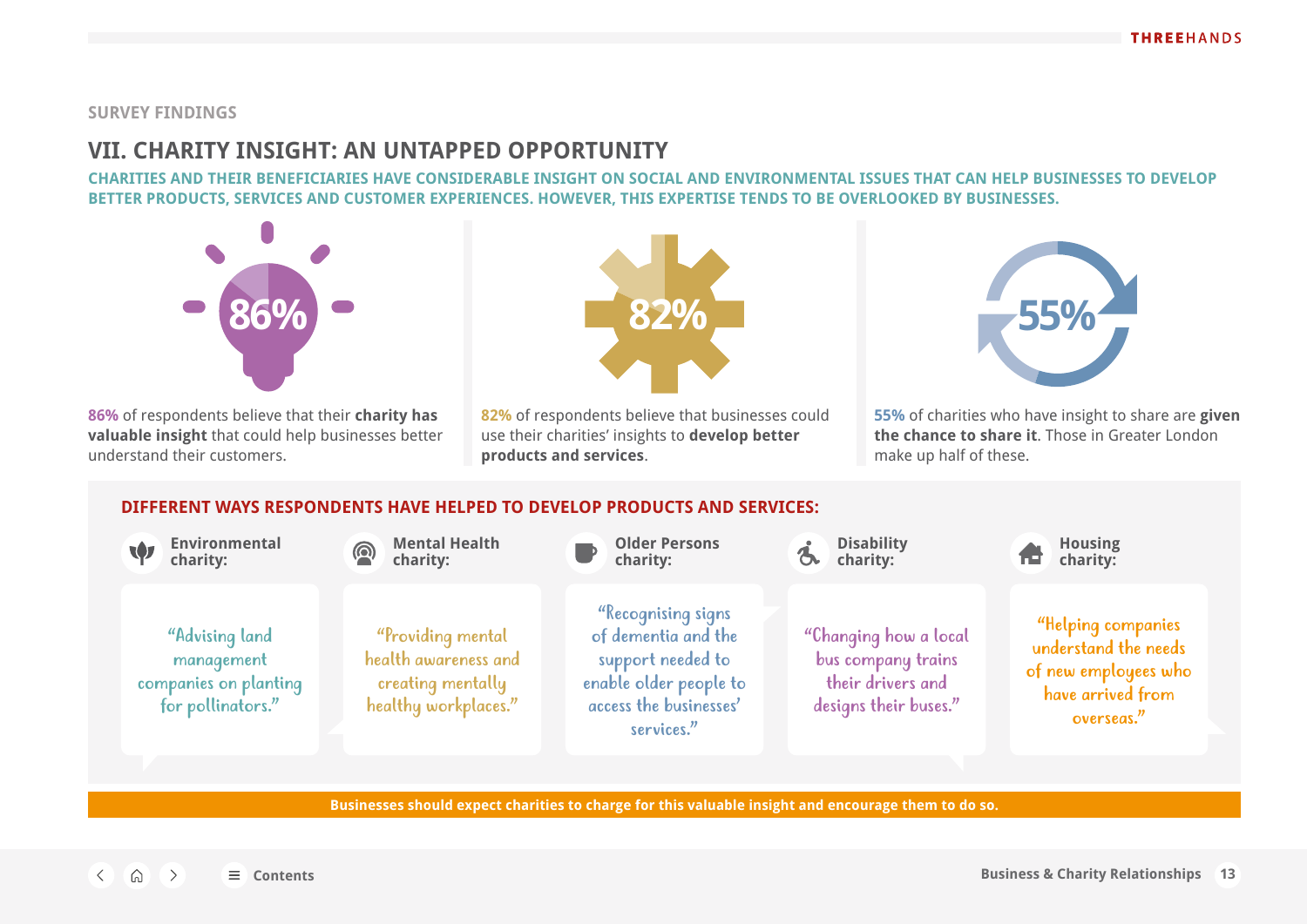SURVEY FINDINGS

## VII. CHARITY INSIGHT: AN UNTAPPED OPPORTUNITY

**CHARITIES AND THEIR BENEFICIARIES HAVE CONSIDERABLE INSIGHT ON SOCIAL AND ENVIRONMENTAL ISSUES THAT CAN HELP BUSINESSES TO DEVELOP BETTER PRODUCTS, SERVICES AND CUSTOMER EXPERIENCES. HOWEVER, THIS EXPERTISE TENDS TO BE OVERLOOKED BY BUSINESSES.**

86%

**86%** of respondents believe that their **charity has valuable insight** that could help businesses better understand their customers.

82%

**82%** of respondents believe that businesses could use their charities' insights to **develop better products and services**.

55%

**55%** of charities who have insight to share are **given the chance to share it**. Those in Greater London make up half of these.

### DIFFERENT WAYS RESPONDENTS HAVE HELPED TO DEVELOP PRODUCTS AND SERVICES:

**Environmental charity:**
"Advising land management companies on planting for pollinators."

**Mental Health charity:**
"Providing mental health awareness and creating mentally healthy workplaces."

**Older Persons charity:**
"Recognising signs of dementia and the support needed to enable older people to access the businesses' services."

**Disability charity:**
"Changing how a local bus company trains their drivers and designs their buses."

**Housing charity:**
"Helping companies understand the needs of new employees who have arrived from overseas."

**Businesses should expect charities to charge for this valuable insight and encourage them to do so.**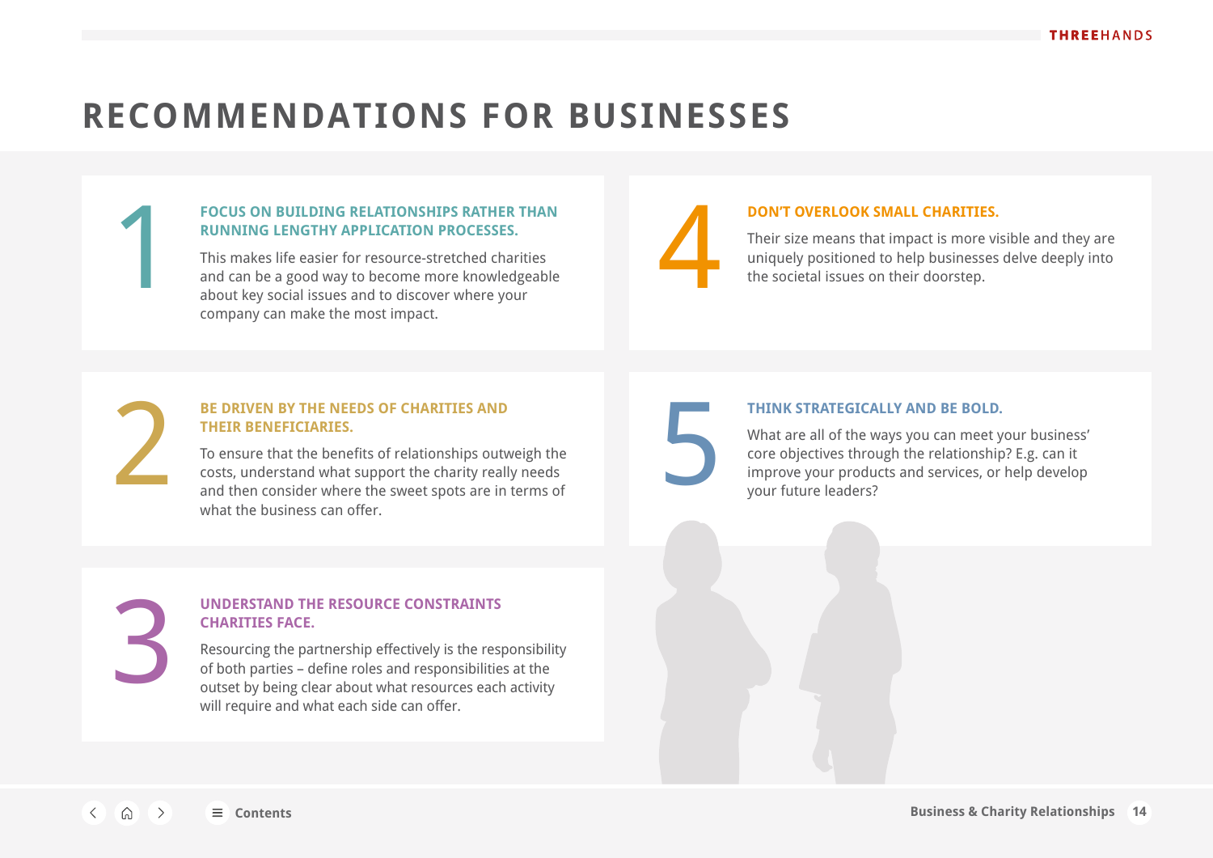# RECOMMENDATIONS FOR BUSINESSES

## 1 FOCUS ON BUILDING RELATIONSHIPS RATHER THAN RUNNING LENGTHY APPLICATION PROCESSES.

This makes life easier for resource-stretched charities and can be a good way to become more knowledgeable about key social issues and to discover where your company can make the most impact.

## 2 BE DRIVEN BY THE NEEDS OF CHARITIES AND THEIR BENEFICIARIES.

To ensure that the benefits of relationships outweigh the costs, understand what support the charity really needs and then consider where the sweet spots are in terms of what the business can offer.

## 3 UNDERSTAND THE RESOURCE CONSTRAINTS CHARITIES FACE.

Resourcing the partnership effectively is the responsibility of both parties – define roles and responsibilities at the outset by being clear about what resources each activity will require and what each side can offer.

## 4 DON'T OVERLOOK SMALL CHARITIES.

Their size means that impact is more visible and they are uniquely positioned to help businesses delve deeply into the societal issues on their doorstep.

## 5 THINK STRATEGICALLY AND BE BOLD.

What are all of the ways you can meet your business' core objectives through the relationship? E.g. can it improve your products and services, or help develop your future leaders?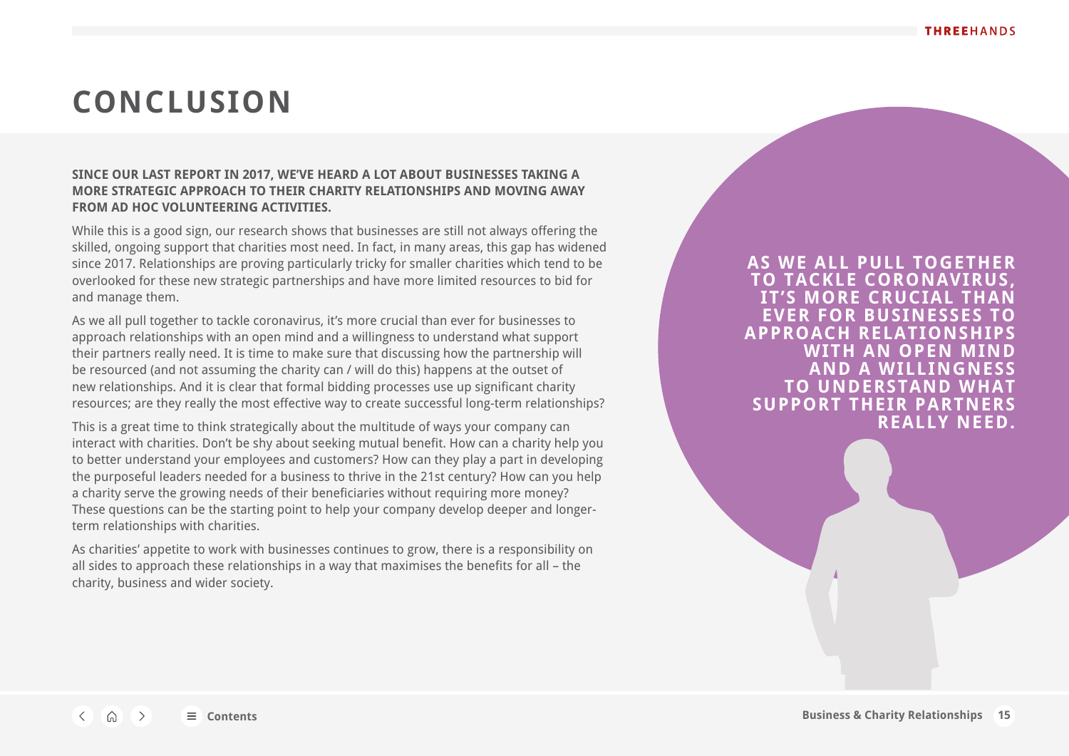# CONCLUSION

**SINCE OUR LAST REPORT IN 2017, WE'VE HEARD A LOT ABOUT BUSINESSES TAKING A MORE STRATEGIC APPROACH TO THEIR CHARITY RELATIONSHIPS AND MOVING AWAY FROM AD HOC VOLUNTEERING ACTIVITIES.**

While this is a good sign, our research shows that businesses are still not always offering the skilled, ongoing support that charities most need. In fact, in many areas, this gap has widened since 2017. Relationships are proving particularly tricky for smaller charities which tend to be overlooked for these new strategic partnerships and have more limited resources to bid for and manage them.

As we all pull together to tackle coronavirus, it's more crucial than ever for businesses to approach relationships with an open mind and a willingness to understand what support their partners really need. It is time to make sure that discussing how the partnership will be resourced (and not assuming the charity can / will do this) happens at the outset of new relationships. And it is clear that formal bidding processes use up significant charity resources; are they really the most effective way to create successful long-term relationships?

This is a great time to think strategically about the multitude of ways your company can interact with charities. Don't be shy about seeking mutual benefit. How can a charity help you to better understand your employees and customers? How can they play a part in developing the purposeful leaders needed for a business to thrive in the 21st century? How can you help a charity serve the growing needs of their beneficiaries without requiring more money? These questions can be the starting point to help your company develop deeper and longer-term relationships with charities.

As charities' appetite to work with businesses continues to grow, there is a responsibility on all sides to approach these relationships in a way that maximises the benefits for all – the charity, business and wider society.

**AS WE ALL PULL TOGETHER TO TACKLE CORONAVIRUS, IT'S MORE CRUCIAL THAN EVER FOR BUSINESSES TO APPROACH RELATIONSHIPS WITH AN OPEN MIND AND A WILLINGNESS TO UNDERSTAND WHAT SUPPORT THEIR PARTNERS REALLY NEED.**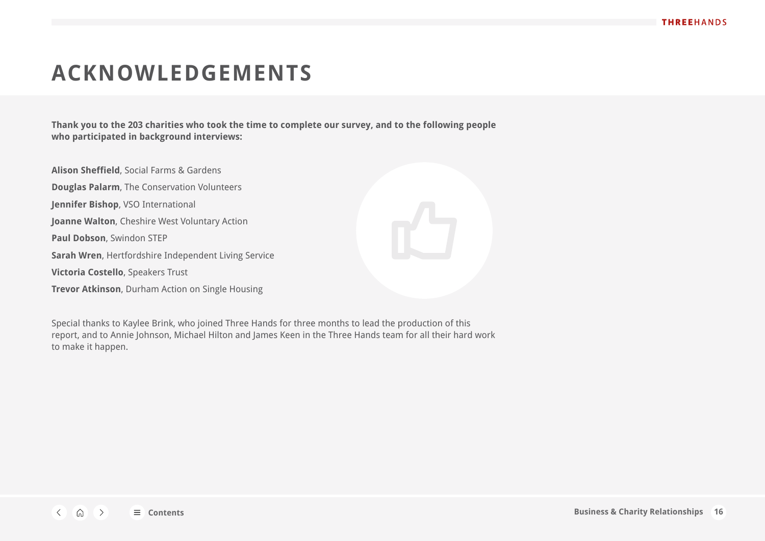# ACKNOWLEDGEMENTS

**Thank you to the 203 charities who took the time to complete our survey, and to the following people who participated in background interviews:**

**Alison Sheffield**, Social Farms & Gardens

**Douglas Palarm**, The Conservation Volunteers

**Jennifer Bishop**, VSO International

**Joanne Walton**, Cheshire West Voluntary Action

**Paul Dobson**, Swindon STEP

**Sarah Wren**, Hertfordshire Independent Living Service

**Victoria Costello**, Speakers Trust

**Trevor Atkinson**, Durham Action on Single Housing

Special thanks to Kaylee Brink, who joined Three Hands for three months to lead the production of this report, and to Annie Johnson, Michael Hilton and James Keen in the Three Hands team for all their hard work to make it happen.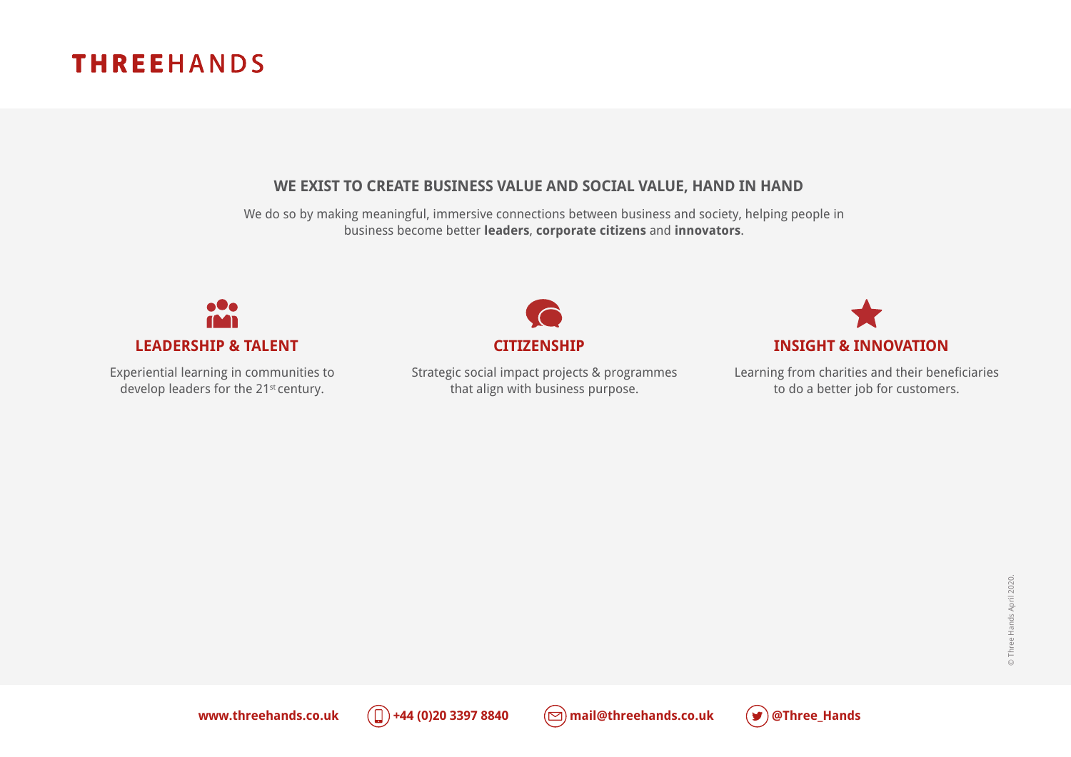# THREEHANDS

## WE EXIST TO CREATE BUSINESS VALUE AND SOCIAL VALUE, HAND IN HAND

We do so by making meaningful, immersive connections between business and society, helping people in business become better **leaders**, **corporate citizens** and **innovators**.

### LEADERSHIP & TALENT

Experiential learning in communities to develop leaders for the 21st century.

### CITIZENSHIP

Strategic social impact projects & programmes that align with business purpose.

### INSIGHT & INNOVATION

Learning from charities and their beneficiaries to do a better job for customers.

© Three Hands April 2020.

**www.threehands.co.uk** **+44 (0)20 3397 8840** **mail@threehands.co.uk** **@Three_Hands**